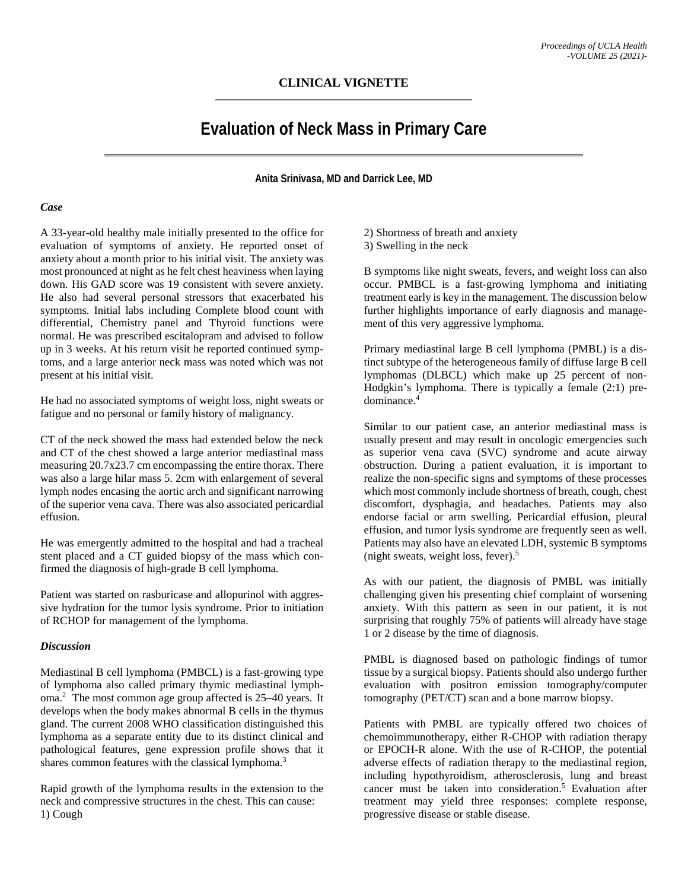## CLINICAL VIGNETTE

# Evaluation of Neck Mass in Primary Care

**Anita Srinivasa, MD and Darrick Lee, MD**

### *Case*

A 33-year-old healthy male initially presented to the office for evaluation of symptoms of anxiety. He reported onset of anxiety about a month prior to his initial visit. The anxiety was most pronounced at night as he felt chest heaviness when laying down. His GAD score was 19 consistent with severe anxiety. He also had several personal stressors that exacerbated his symptoms. Initial labs including Complete blood count with differential, Chemistry panel and Thyroid functions were normal. He was prescribed escitalopram and advised to follow up in 3 weeks. At his return visit he reported continued symptoms, and a large anterior neck mass was noted which was not present at his initial visit.

He had no associated symptoms of weight loss, night sweats or fatigue and no personal or family history of malignancy.

CT of the neck showed the mass had extended below the neck and CT of the chest showed a large anterior mediastinal mass measuring 20.7x23.7 cm encompassing the entire thorax. There was also a large hilar mass 5. 2cm with enlargement of several lymph nodes encasing the aortic arch and significant narrowing of the superior vena cava. There was also associated pericardial effusion.

He was emergently admitted to the hospital and had a tracheal stent placed and a CT guided biopsy of the mass which confirmed the diagnosis of high-grade B cell lymphoma.

Patient was started on rasburicase and allopurinol with aggressive hydration for the tumor lysis syndrome. Prior to initiation of RCHOP for management of the lymphoma.

### *Discussion*

Mediastinal B cell lymphoma (PMBCL) is a fast-growing type of lymphoma also called primary thymic mediastinal lymphoma.[2] The most common age group affected is 25–40 years. It develops when the body makes abnormal B cells in the thymus gland. The current 2008 WHO classification distinguished this lymphoma as a separate entity due to its distinct clinical and pathological features, gene expression profile shows that it shares common features with the classical lymphoma.[3]

Rapid growth of the lymphoma results in the extension to the neck and compressive structures in the chest. This can cause:

1) Cough
2) Shortness of breath and anxiety
3) Swelling in the neck

B symptoms like night sweats, fevers, and weight loss can also occur. PMBCL is a fast-growing lymphoma and initiating treatment early is key in the management. The discussion below further highlights importance of early diagnosis and management of this very aggressive lymphoma.

Primary mediastinal large B cell lymphoma (PMBL) is a distinct subtype of the heterogeneous family of diffuse large B cell lymphomas (DLBCL) which make up 25 percent of non-Hodgkin's lymphoma. There is typically a female (2:1) predominance.[4]

Similar to our patient case, an anterior mediastinal mass is usually present and may result in oncologic emergencies such as superior vena cava (SVC) syndrome and acute airway obstruction. During a patient evaluation, it is important to realize the non-specific signs and symptoms of these processes which most commonly include shortness of breath, cough, chest discomfort, dysphagia, and headaches. Patients may also endorse facial or arm swelling. Pericardial effusion, pleural effusion, and tumor lysis syndrome are frequently seen as well. Patients may also have an elevated LDH, systemic B symptoms (night sweats, weight loss, fever).[5]

As with our patient, the diagnosis of PMBL was initially challenging given his presenting chief complaint of worsening anxiety. With this pattern as seen in our patient, it is not surprising that roughly 75% of patients will already have stage 1 or 2 disease by the time of diagnosis.

PMBL is diagnosed based on pathologic findings of tumor tissue by a surgical biopsy. Patients should also undergo further evaluation with positron emission tomography/computer tomography (PET/CT) scan and a bone marrow biopsy.

Patients with PMBL are typically offered two choices of chemoimmunotherapy, either R-CHOP with radiation therapy or EPOCH-R alone. With the use of R-CHOP, the potential adverse effects of radiation therapy to the mediastinal region, including hypothyroidism, atherosclerosis, lung and breast cancer must be taken into consideration.[5] Evaluation after treatment may yield three responses: complete response, progressive disease or stable disease.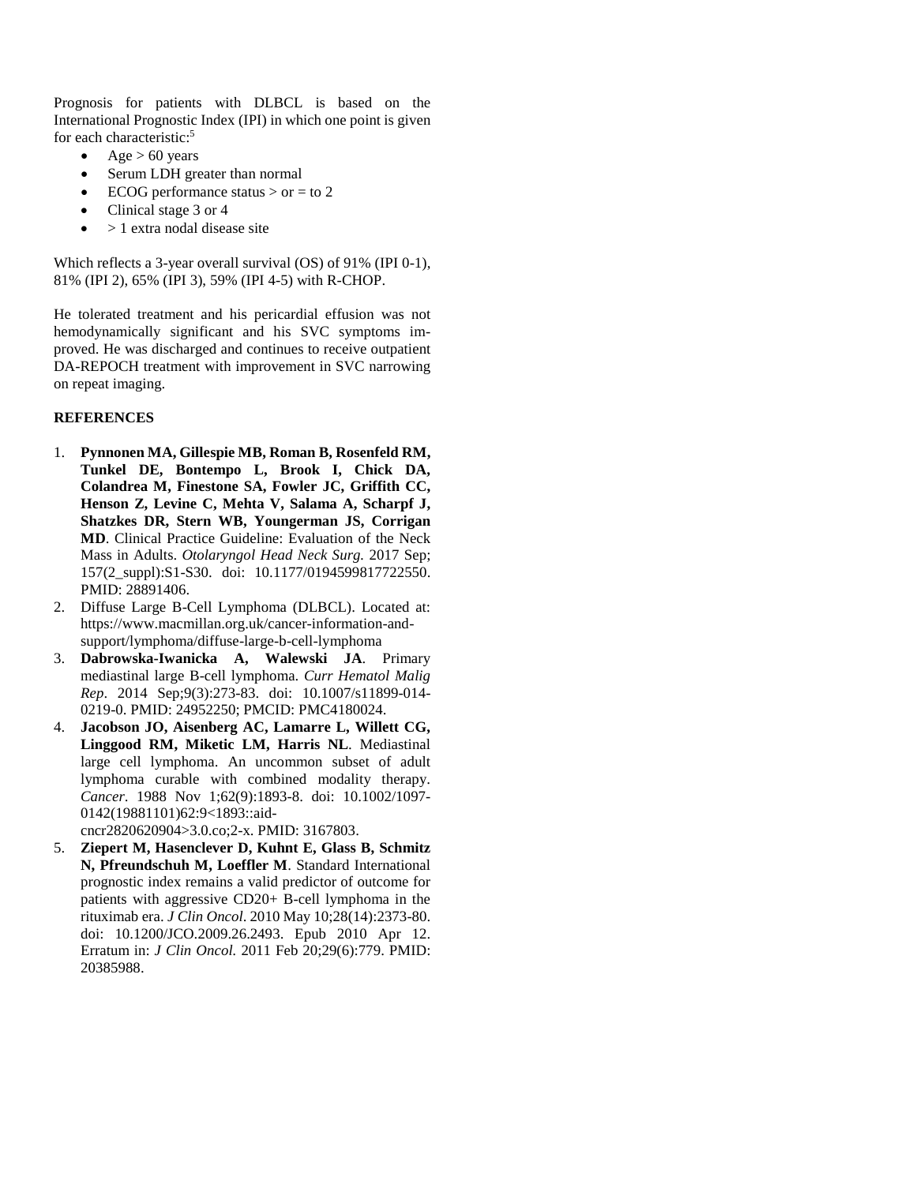Prognosis for patients with DLBCL is based on the International Prognostic Index (IPI) in which one point is given for each characteristic:[5]

- Age > 60 years
- Serum LDH greater than normal
- ECOG performance status > or = to 2
- Clinical stage 3 or 4
- > 1 extra nodal disease site

Which reflects a 3-year overall survival (OS) of 91% (IPI 0-1), 81% (IPI 2), 65% (IPI 3), 59% (IPI 4-5) with R-CHOP.

He tolerated treatment and his pericardial effusion was not hemodynamically significant and his SVC symptoms improved. He was discharged and continues to receive outpatient DA-REPOCH treatment with improvement in SVC narrowing on repeat imaging.

**REFERENCES**

1. **Pynnonen MA, Gillespie MB, Roman B, Rosenfeld RM, Tunkel DE, Bontempo L, Brook I, Chick DA, Colandrea M, Finestone SA, Fowler JC, Griffith CC, Henson Z, Levine C, Mehta V, Salama A, Scharpf J, Shatzkes DR, Stern WB, Youngerman JS, Corrigan MD**. Clinical Practice Guideline: Evaluation of the Neck Mass in Adults. *Otolaryngol Head Neck Surg.* 2017 Sep; 157(2_suppl):S1-S30. doi: 10.1177/0194599817722550. PMID: 28891406.
2. Diffuse Large B-Cell Lymphoma (DLBCL). Located at: https://www.macmillan.org.uk/cancer-information-and-support/lymphoma/diffuse-large-b-cell-lymphoma
3. **Dabrowska-Iwanicka A, Walewski JA**. Primary mediastinal large B-cell lymphoma. *Curr Hematol Malig Rep*. 2014 Sep;9(3):273-83. doi: 10.1007/s11899-014-0219-0. PMID: 24952250; PMCID: PMC4180024.
4. **Jacobson JO, Aisenberg AC, Lamarre L, Willett CG, Linggood RM, Miketic LM, Harris NL**. Mediastinal large cell lymphoma. An uncommon subset of adult lymphoma curable with combined modality therapy. *Cancer*. 1988 Nov 1;62(9):1893-8. doi: 10.1002/1097-0142(19881101)62:9<1893::aid-cncr2820620904>3.0.co;2-x. PMID: 3167803.
5. **Ziepert M, Hasenclever D, Kuhnt E, Glass B, Schmitz N, Pfreundschuh M, Loeffler M**. Standard International prognostic index remains a valid predictor of outcome for patients with aggressive CD20+ B-cell lymphoma in the rituximab era. *J Clin Oncol*. 2010 May 10;28(14):2373-80. doi: 10.1200/JCO.2009.26.2493. Epub 2010 Apr 12. Erratum in: *J Clin Oncol.* 2011 Feb 20;29(6):779. PMID: 20385988.